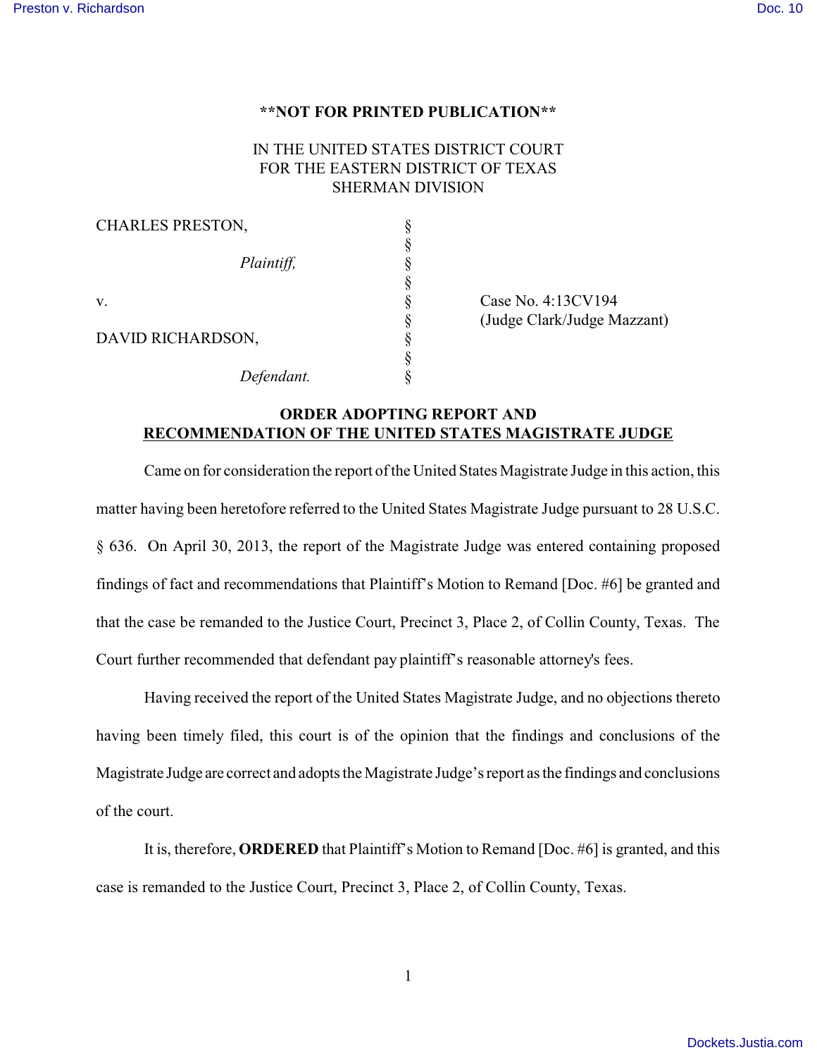**NOT FOR PRINTED PUBLICATION**

IN THE UNITED STATES DISTRICT COURT
FOR THE EASTERN DISTRICT OF TEXAS
SHERMAN DIVISION

| | | |
|---|---|---|
| CHARLES PRESTON, | § | |
| | § | |
| *Plaintiff,* | § | |
| | § | |
| v. | § | Case No. 4:13CV194 |
| | § | (Judge Clark/Judge Mazzant) |
| DAVID RICHARDSON, | § | |
| | § | |
| *Defendant.* | § | |

**ORDER ADOPTING REPORT AND**
**<u>RECOMMENDATION OF THE UNITED STATES MAGISTRATE JUDGE</u>**

Came on for consideration the report of the United States Magistrate Judge in this action, this matter having been heretofore referred to the United States Magistrate Judge pursuant to 28 U.S.C. § 636. On April 30, 2013, the report of the Magistrate Judge was entered containing proposed findings of fact and recommendations that Plaintiff's Motion to Remand [Doc. #6] be granted and that the case be remanded to the Justice Court, Precinct 3, Place 2, of Collin County, Texas. The Court further recommended that defendant pay plaintiff's reasonable attorney's fees.

Having received the report of the United States Magistrate Judge, and no objections thereto having been timely filed, this court is of the opinion that the findings and conclusions of the Magistrate Judge are correct and adopts the Magistrate Judge's report as the findings and conclusions of the court.

It is, therefore, **ORDERED** that Plaintiff's Motion to Remand [Doc. #6] is granted, and this case is remanded to the Justice Court, Precinct 3, Place 2, of Collin County, Texas.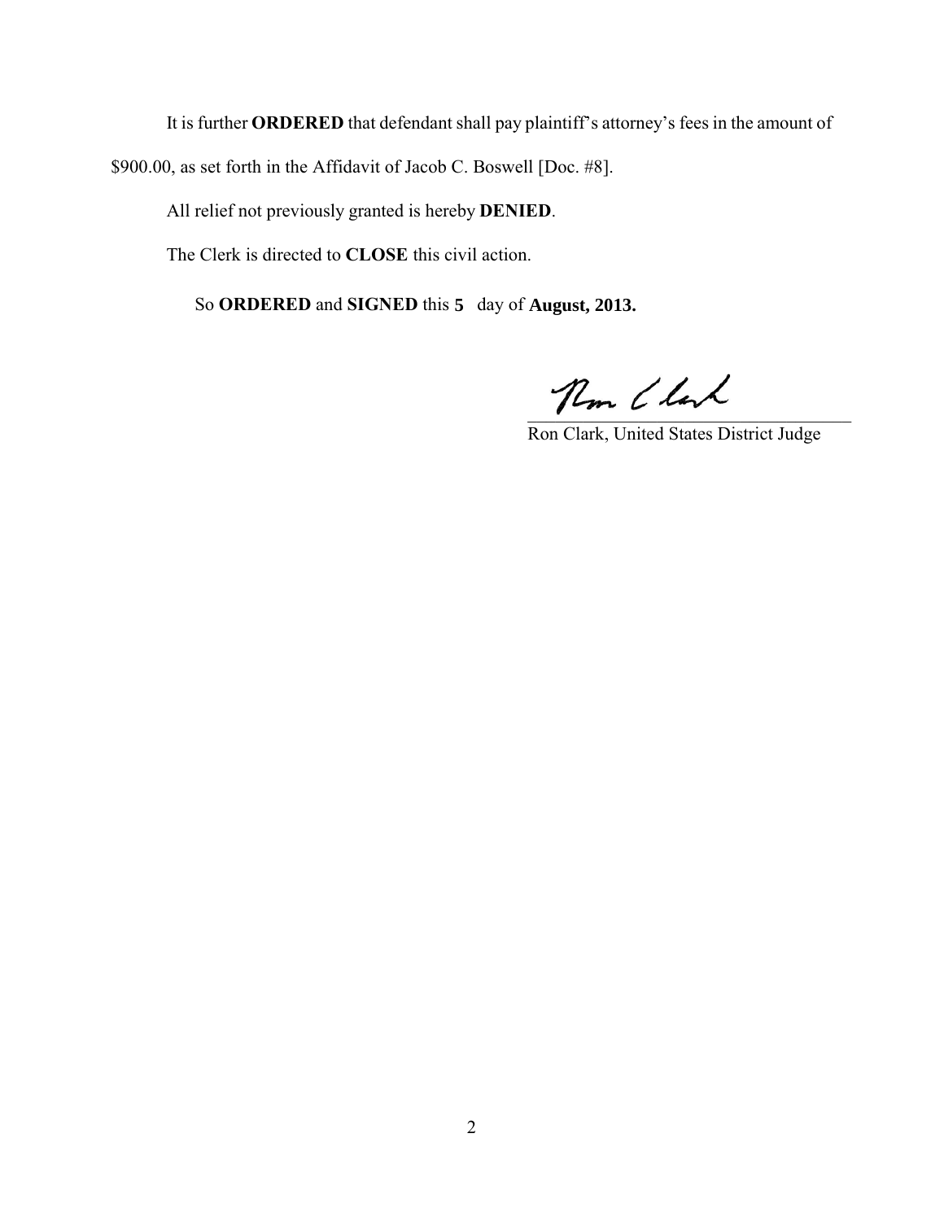It is further **ORDERED** that defendant shall pay plaintiff's attorney's fees in the amount of $900.00, as set forth in the Affidavit of Jacob C. Boswell [Doc. #8].

All relief not previously granted is hereby **DENIED**.

The Clerk is directed to **CLOSE** this civil action.

So **ORDERED** and **SIGNED** this **5** day of **August, 2013.**

Ron Clark, United States District Judge